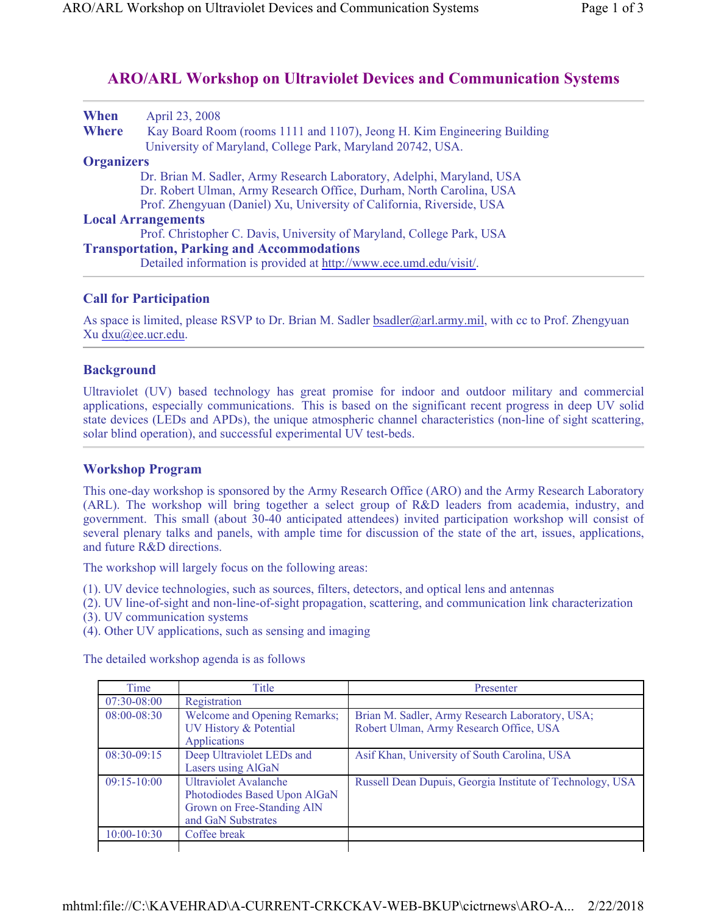# ARO/ARL Workshop on Ultraviolet Devices and Communication Systems

**When** April 23, 2008

**Where** Kay Board Room (rooms 1111 and 1107), Jeong H. Kim Engineering Building
University of Maryland, College Park, Maryland 20742, USA.

**Organizers**

Dr. Brian M. Sadler, Army Research Laboratory, Adelphi, Maryland, USA
Dr. Robert Ulman, Army Research Office, Durham, North Carolina, USA
Prof. Zhengyuan (Daniel) Xu, University of California, Riverside, USA

**Local Arrangements**

Prof. Christopher C. Davis, University of Maryland, College Park, USA

**Transportation, Parking and Accommodations**

Detailed information is provided at http://www.ece.umd.edu/visit/.

## Call for Participation

As space is limited, please RSVP to Dr. Brian M. Sadler bsadler@arl.army.mil, with cc to Prof. Zhengyuan Xu dxu@ee.ucr.edu.

## Background

Ultraviolet (UV) based technology has great promise for indoor and outdoor military and commercial applications, especially communications. This is based on the significant recent progress in deep UV solid state devices (LEDs and APDs), the unique atmospheric channel characteristics (non-line of sight scattering, solar blind operation), and successful experimental UV test-beds.

## Workshop Program

This one-day workshop is sponsored by the Army Research Office (ARO) and the Army Research Laboratory (ARL). The workshop will bring together a select group of R&D leaders from academia, industry, and government. This small (about 30-40 anticipated attendees) invited participation workshop will consist of several plenary talks and panels, with ample time for discussion of the state of the art, issues, applications, and future R&D directions.

The workshop will largely focus on the following areas:

(1). UV device technologies, such as sources, filters, detectors, and optical lens and antennas
(2). UV line-of-sight and non-line-of-sight propagation, scattering, and communication link characterization
(3). UV communication systems
(4). Other UV applications, such as sensing and imaging

The detailed workshop agenda is as follows

| Time | Title | Presenter |
|---|---|---|
| 07:30-08:00 | Registration | |
| 08:00-08:30 | Welcome and Opening Remarks; UV History & Potential Applications | Brian M. Sadler, Army Research Laboratory, USA; Robert Ulman, Army Research Office, USA |
| 08:30-09:15 | Deep Ultraviolet LEDs and Lasers using AlGaN | Asif Khan, University of South Carolina, USA |
| 09:15-10:00 | Ultraviolet Avalanche Photodiodes Based Upon AlGaN Grown on Free-Standing AlN and GaN Substrates | Russell Dean Dupuis, Georgia Institute of Technology, USA |
| 10:00-10:30 | Coffee break | |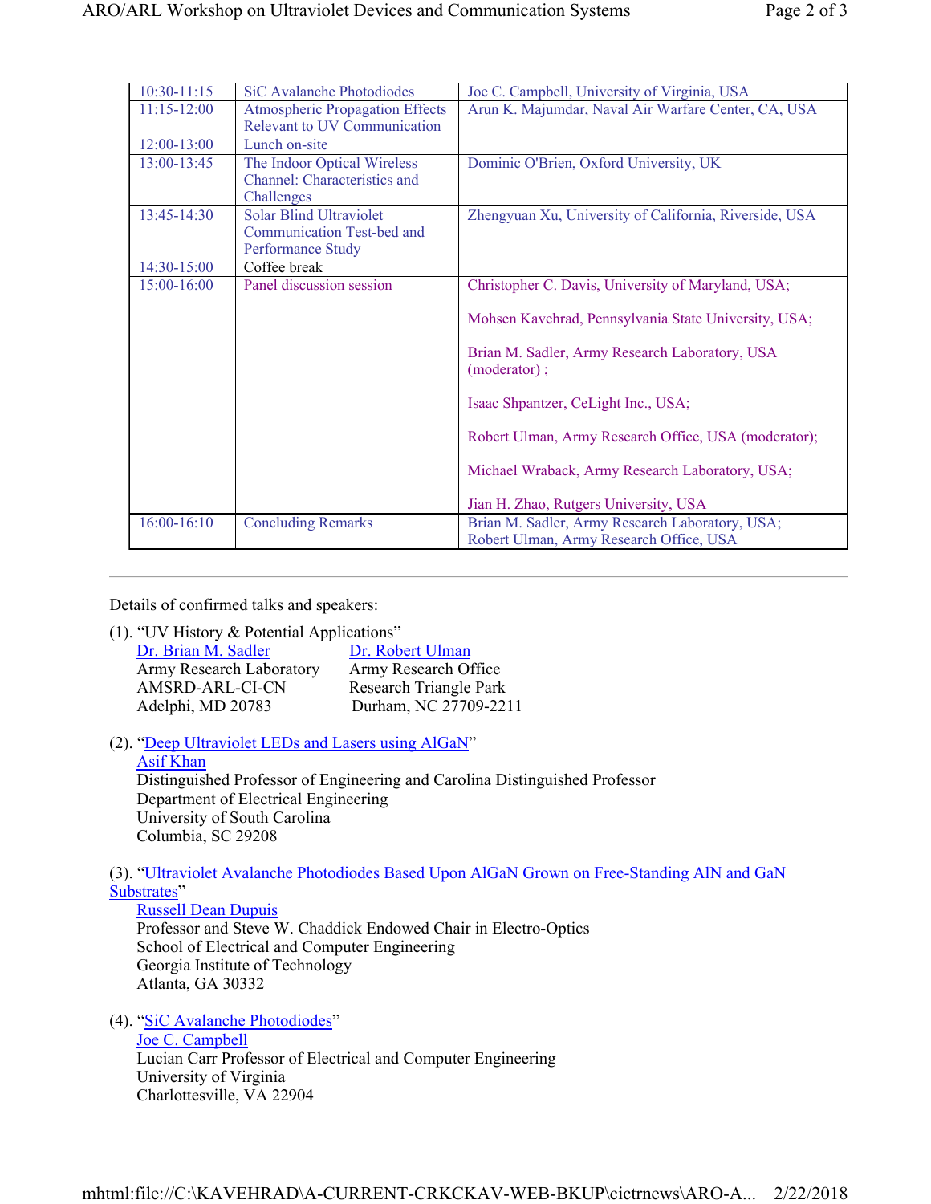| | | |
|---|---|---|
| 10:30-11:15 | SiC Avalanche Photodiodes | Joe C. Campbell, University of Virginia, USA |
| 11:15-12:00 | Atmospheric Propagation Effects Relevant to UV Communication | Arun K. Majumdar, Naval Air Warfare Center, CA, USA |
| 12:00-13:00 | Lunch on-site | |
| 13:00-13:45 | The Indoor Optical Wireless Channel: Characteristics and Challenges | Dominic O'Brien, Oxford University, UK |
| 13:45-14:30 | Solar Blind Ultraviolet Communication Test-bed and Performance Study | Zhengyuan Xu, University of California, Riverside, USA |
| 14:30-15:00 | Coffee break | |
| 15:00-16:00 | Panel discussion session | Christopher C. Davis, University of Maryland, USA; Mohsen Kavehrad, Pennsylvania State University, USA; Brian M. Sadler, Army Research Laboratory, USA (moderator) ; Isaac Shpantzer, CeLight Inc., USA; Robert Ulman, Army Research Office, USA (moderator); Michael Wraback, Army Research Laboratory, USA; Jian H. Zhao, Rutgers University, USA |
| 16:00-16:10 | Concluding Remarks | Brian M. Sadler, Army Research Laboratory, USA; Robert Ulman, Army Research Office, USA |

---

Details of confirmed talks and speakers:

(1). "UV History & Potential Applications"

| | |
|---|---|
| Dr. Brian M. Sadler | Dr. Robert Ulman |
| Army Research Laboratory | Army Research Office |
| AMSRD-ARL-CI-CN | Research Triangle Park |
| Adelphi, MD 20783 | Durham, NC 27709-2211 |

(2). "Deep Ultraviolet LEDs and Lasers using AlGaN"
Asif Khan
Distinguished Professor of Engineering and Carolina Distinguished Professor
Department of Electrical Engineering
University of South Carolina
Columbia, SC 29208

(3). "Ultraviolet Avalanche Photodiodes Based Upon AlGaN Grown on Free-Standing AlN and GaN Substrates"
Russell Dean Dupuis
Professor and Steve W. Chaddick Endowed Chair in Electro-Optics
School of Electrical and Computer Engineering
Georgia Institute of Technology
Atlanta, GA 30332

(4). "SiC Avalanche Photodiodes"
Joe C. Campbell
Lucian Carr Professor of Electrical and Computer Engineering
University of Virginia
Charlottesville, VA 22904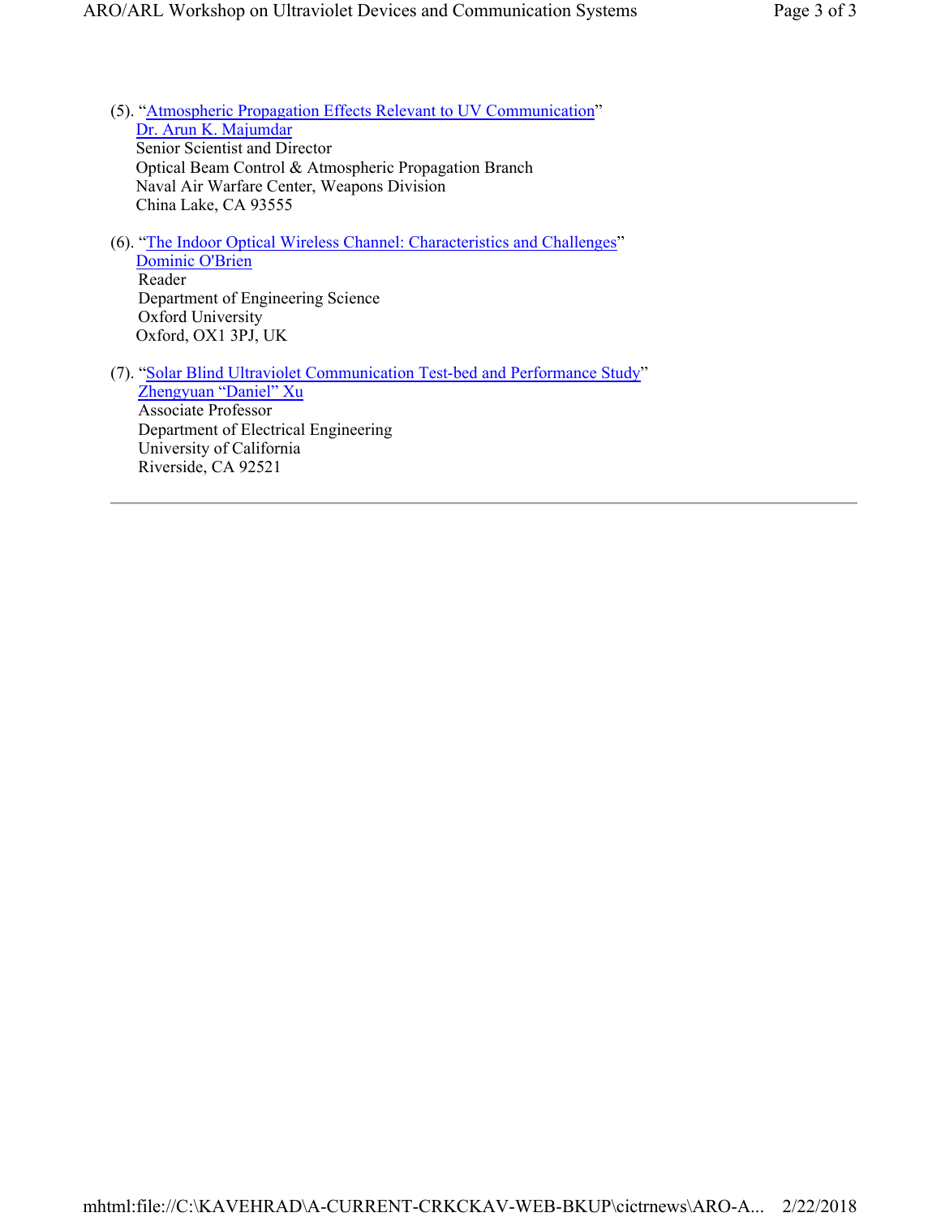(5). "Atmospheric Propagation Effects Relevant to UV Communication"
Dr. Arun K. Majumdar
Senior Scientist and Director
Optical Beam Control & Atmospheric Propagation Branch
Naval Air Warfare Center, Weapons Division
China Lake, CA 93555

(6). "The Indoor Optical Wireless Channel: Characteristics and Challenges"
Dominic O'Brien
Reader
Department of Engineering Science
Oxford University
Oxford, OX1 3PJ, UK

(7). "Solar Blind Ultraviolet Communication Test-bed and Performance Study"
Zhengyuan "Daniel" Xu
Associate Professor
Department of Electrical Engineering
University of California
Riverside, CA 92521

---